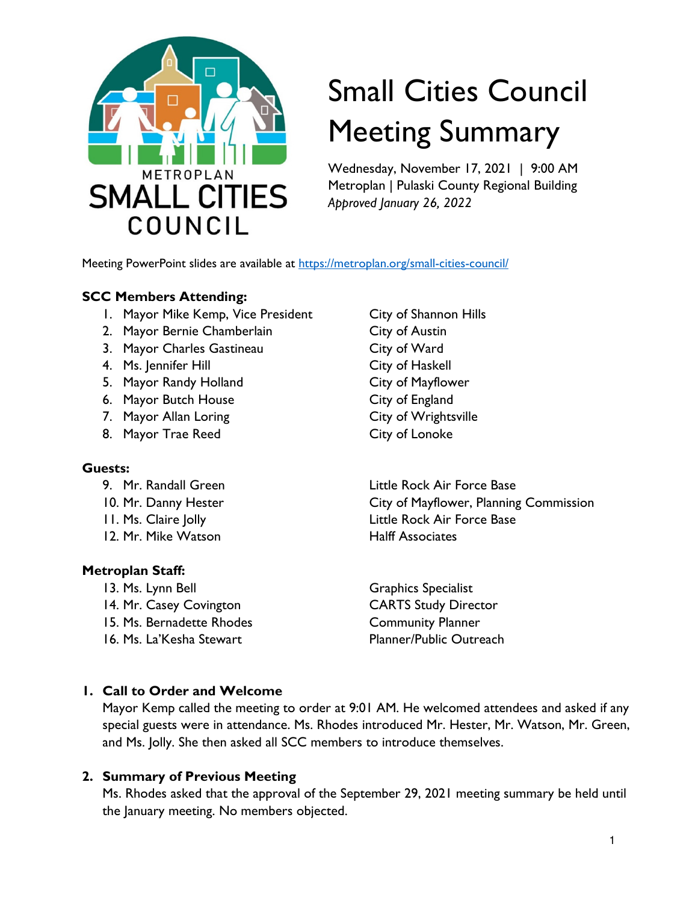# Small Cities Council Meeting Summary

Wednesday, November 17, 2021 | 9:00 AM
Metroplan | Pulaski County Regional Building
*Approved January 26, 2022*

Meeting PowerPoint slides are available at [https://metroplan.org/small-cities-council/](https://metroplan.org/small-cities-council/)

**SCC Members Attending:**

1. Mayor Mike Kemp, Vice President — City of Shannon Hills
2. Mayor Bernie Chamberlain — City of Austin
3. Mayor Charles Gastineau — City of Ward
4. Ms. Jennifer Hill — City of Haskell
5. Mayor Randy Holland — City of Mayflower
6. Mayor Butch House — City of England
7. Mayor Allan Loring — City of Wrightsville
8. Mayor Trae Reed — City of Lonoke

**Guests:**

9. Mr. Randall Green — Little Rock Air Force Base
10. Mr. Danny Hester — City of Mayflower, Planning Commission
11. Ms. Claire Jolly — Little Rock Air Force Base
12. Mr. Mike Watson — Halff Associates

**Metroplan Staff:**

13. Ms. Lynn Bell — Graphics Specialist
14. Mr. Casey Covington — CARTS Study Director
15. Ms. Bernadette Rhodes — Community Planner
16. Ms. La'Kesha Stewart — Planner/Public Outreach

## 1. Call to Order and Welcome

Mayor Kemp called the meeting to order at 9:01 AM. He welcomed attendees and asked if any special guests were in attendance. Ms. Rhodes introduced Mr. Hester, Mr. Watson, Mr. Green, and Ms. Jolly. She then asked all SCC members to introduce themselves.

## 2. Summary of Previous Meeting

Ms. Rhodes asked that the approval of the September 29, 2021 meeting summary be held until the January meeting. No members objected.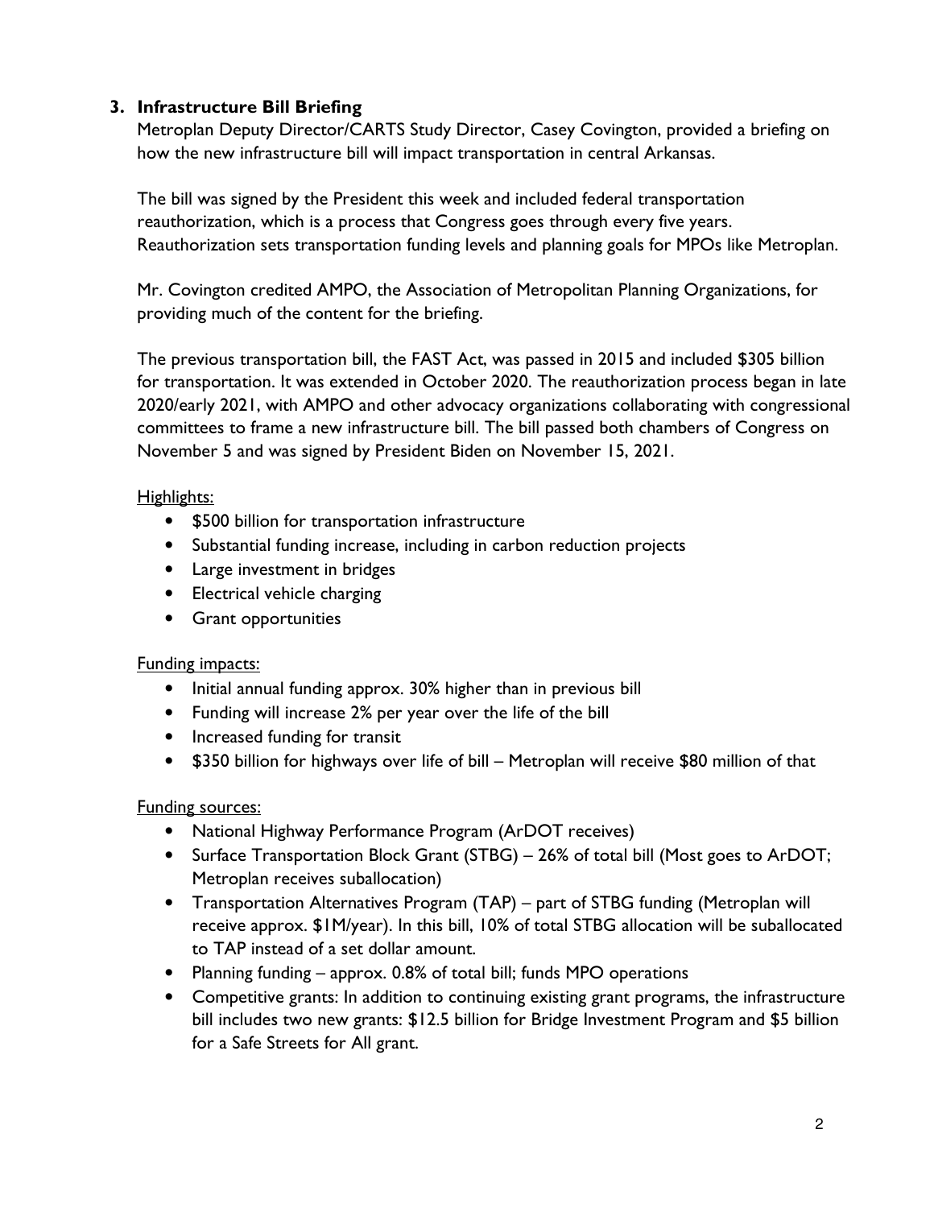### 3. Infrastructure Bill Briefing

Metroplan Deputy Director/CARTS Study Director, Casey Covington, provided a briefing on how the new infrastructure bill will impact transportation in central Arkansas.

The bill was signed by the President this week and included federal transportation reauthorization, which is a process that Congress goes through every five years. Reauthorization sets transportation funding levels and planning goals for MPOs like Metroplan.

Mr. Covington credited AMPO, the Association of Metropolitan Planning Organizations, for providing much of the content for the briefing.

The previous transportation bill, the FAST Act, was passed in 2015 and included $305 billion for transportation. It was extended in October 2020. The reauthorization process began in late 2020/early 2021, with AMPO and other advocacy organizations collaborating with congressional committees to frame a new infrastructure bill. The bill passed both chambers of Congress on November 5 and was signed by President Biden on November 15, 2021.

Highlights:

- $500 billion for transportation infrastructure
- Substantial funding increase, including in carbon reduction projects
- Large investment in bridges
- Electrical vehicle charging
- Grant opportunities

Funding impacts:

- Initial annual funding approx. 30% higher than in previous bill
- Funding will increase 2% per year over the life of the bill
- Increased funding for transit
- $350 billion for highways over life of bill – Metroplan will receive $80 million of that

Funding sources:

- National Highway Performance Program (ArDOT receives)
- Surface Transportation Block Grant (STBG) – 26% of total bill (Most goes to ArDOT; Metroplan receives suballocation)
- Transportation Alternatives Program (TAP) – part of STBG funding (Metroplan will receive approx. $1M/year). In this bill, 10% of total STBG allocation will be suballocated to TAP instead of a set dollar amount.
- Planning funding – approx. 0.8% of total bill; funds MPO operations
- Competitive grants: In addition to continuing existing grant programs, the infrastructure bill includes two new grants: $12.5 billion for Bridge Investment Program and $5 billion for a Safe Streets for All grant.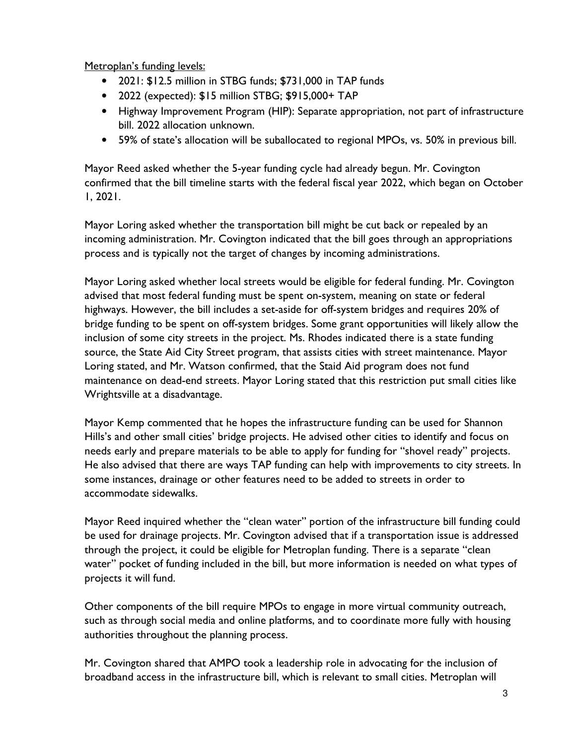<u>Metroplan's funding levels:</u>

- 2021: $12.5 million in STBG funds; $731,000 in TAP funds
- 2022 (expected): $15 million STBG; $915,000+ TAP
- Highway Improvement Program (HIP): Separate appropriation, not part of infrastructure bill. 2022 allocation unknown.
- 59% of state's allocation will be suballocated to regional MPOs, vs. 50% in previous bill.

Mayor Reed asked whether the 5-year funding cycle had already begun. Mr. Covington confirmed that the bill timeline starts with the federal fiscal year 2022, which began on October 1, 2021.

Mayor Loring asked whether the transportation bill might be cut back or repealed by an incoming administration. Mr. Covington indicated that the bill goes through an appropriations process and is typically not the target of changes by incoming administrations.

Mayor Loring asked whether local streets would be eligible for federal funding. Mr. Covington advised that most federal funding must be spent on-system, meaning on state or federal highways. However, the bill includes a set-aside for off-system bridges and requires 20% of bridge funding to be spent on off-system bridges. Some grant opportunities will likely allow the inclusion of some city streets in the project. Ms. Rhodes indicated there is a state funding source, the State Aid City Street program, that assists cities with street maintenance. Mayor Loring stated, and Mr. Watson confirmed, that the Staid Aid program does not fund maintenance on dead-end streets. Mayor Loring stated that this restriction put small cities like Wrightsville at a disadvantage.

Mayor Kemp commented that he hopes the infrastructure funding can be used for Shannon Hills's and other small cities' bridge projects. He advised other cities to identify and focus on needs early and prepare materials to be able to apply for funding for "shovel ready" projects. He also advised that there are ways TAP funding can help with improvements to city streets. In some instances, drainage or other features need to be added to streets in order to accommodate sidewalks.

Mayor Reed inquired whether the "clean water" portion of the infrastructure bill funding could be used for drainage projects. Mr. Covington advised that if a transportation issue is addressed through the project, it could be eligible for Metroplan funding. There is a separate "clean water" pocket of funding included in the bill, but more information is needed on what types of projects it will fund.

Other components of the bill require MPOs to engage in more virtual community outreach, such as through social media and online platforms, and to coordinate more fully with housing authorities throughout the planning process.

Mr. Covington shared that AMPO took a leadership role in advocating for the inclusion of broadband access in the infrastructure bill, which is relevant to small cities. Metroplan will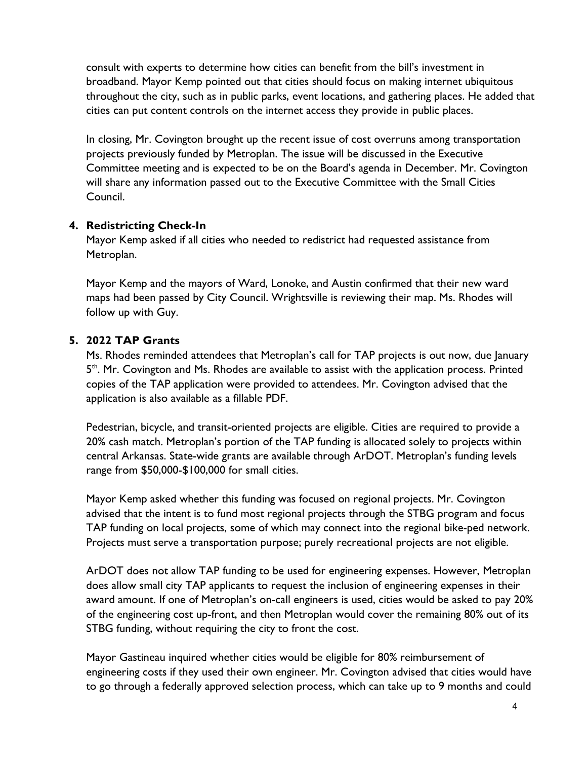consult with experts to determine how cities can benefit from the bill's investment in broadband. Mayor Kemp pointed out that cities should focus on making internet ubiquitous throughout the city, such as in public parks, event locations, and gathering places. He added that cities can put content controls on the internet access they provide in public places.

In closing, Mr. Covington brought up the recent issue of cost overruns among transportation projects previously funded by Metroplan. The issue will be discussed in the Executive Committee meeting and is expected to be on the Board's agenda in December. Mr. Covington will share any information passed out to the Executive Committee with the Small Cities Council.

## 4. Redistricting Check-In

Mayor Kemp asked if all cities who needed to redistrict had requested assistance from Metroplan.

Mayor Kemp and the mayors of Ward, Lonoke, and Austin confirmed that their new ward maps had been passed by City Council. Wrightsville is reviewing their map. Ms. Rhodes will follow up with Guy.

## 5. 2022 TAP Grants

Ms. Rhodes reminded attendees that Metroplan's call for TAP projects is out now, due January 5th. Mr. Covington and Ms. Rhodes are available to assist with the application process. Printed copies of the TAP application were provided to attendees. Mr. Covington advised that the application is also available as a fillable PDF.

Pedestrian, bicycle, and transit-oriented projects are eligible. Cities are required to provide a 20% cash match. Metroplan's portion of the TAP funding is allocated solely to projects within central Arkansas. State-wide grants are available through ArDOT. Metroplan's funding levels range from $50,000-$100,000 for small cities.

Mayor Kemp asked whether this funding was focused on regional projects. Mr. Covington advised that the intent is to fund most regional projects through the STBG program and focus TAP funding on local projects, some of which may connect into the regional bike-ped network. Projects must serve a transportation purpose; purely recreational projects are not eligible.

ArDOT does not allow TAP funding to be used for engineering expenses. However, Metroplan does allow small city TAP applicants to request the inclusion of engineering expenses in their award amount. If one of Metroplan's on-call engineers is used, cities would be asked to pay 20% of the engineering cost up-front, and then Metroplan would cover the remaining 80% out of its STBG funding, without requiring the city to front the cost.

Mayor Gastineau inquired whether cities would be eligible for 80% reimbursement of engineering costs if they used their own engineer. Mr. Covington advised that cities would have to go through a federally approved selection process, which can take up to 9 months and could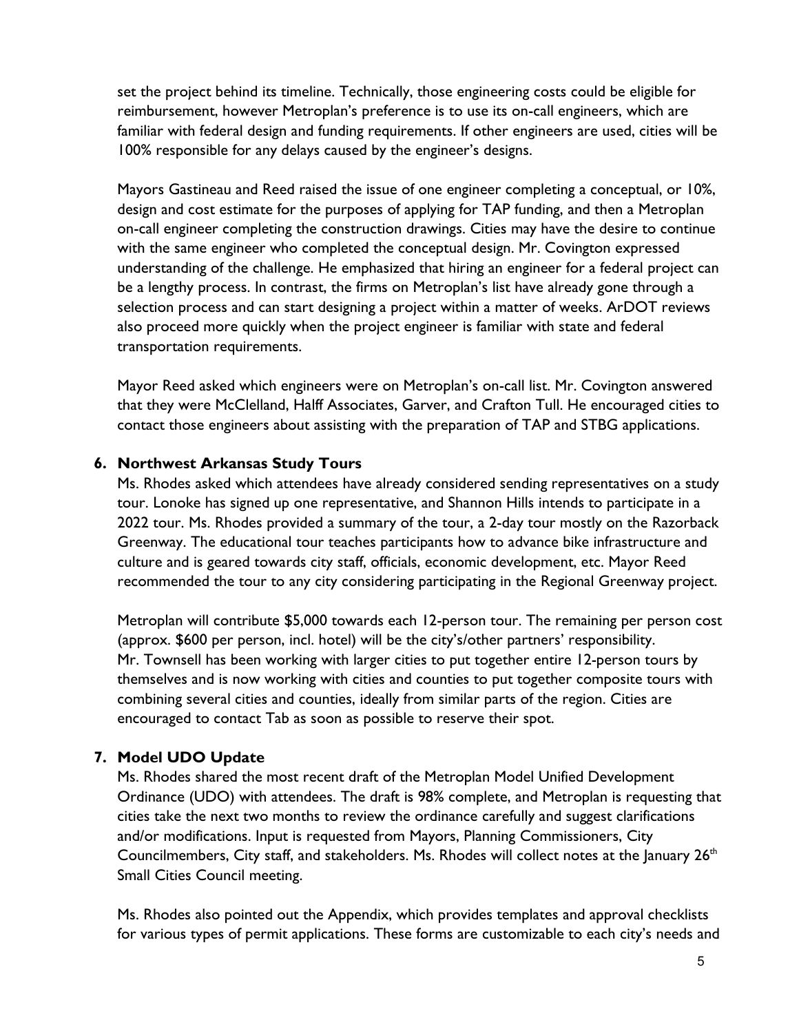set the project behind its timeline. Technically, those engineering costs could be eligible for reimbursement, however Metroplan's preference is to use its on-call engineers, which are familiar with federal design and funding requirements. If other engineers are used, cities will be 100% responsible for any delays caused by the engineer's designs.

Mayors Gastineau and Reed raised the issue of one engineer completing a conceptual, or 10%, design and cost estimate for the purposes of applying for TAP funding, and then a Metroplan on-call engineer completing the construction drawings. Cities may have the desire to continue with the same engineer who completed the conceptual design. Mr. Covington expressed understanding of the challenge. He emphasized that hiring an engineer for a federal project can be a lengthy process. In contrast, the firms on Metroplan's list have already gone through a selection process and can start designing a project within a matter of weeks. ArDOT reviews also proceed more quickly when the project engineer is familiar with state and federal transportation requirements.

Mayor Reed asked which engineers were on Metroplan's on-call list. Mr. Covington answered that they were McClelland, Halff Associates, Garver, and Crafton Tull. He encouraged cities to contact those engineers about assisting with the preparation of TAP and STBG applications.

**6. Northwest Arkansas Study Tours**

Ms. Rhodes asked which attendees have already considered sending representatives on a study tour. Lonoke has signed up one representative, and Shannon Hills intends to participate in a 2022 tour. Ms. Rhodes provided a summary of the tour, a 2-day tour mostly on the Razorback Greenway. The educational tour teaches participants how to advance bike infrastructure and culture and is geared towards city staff, officials, economic development, etc. Mayor Reed recommended the tour to any city considering participating in the Regional Greenway project.

Metroplan will contribute $5,000 towards each 12-person tour. The remaining per person cost (approx. $600 per person, incl. hotel) will be the city's/other partners' responsibility. Mr. Townsell has been working with larger cities to put together entire 12-person tours by themselves and is now working with cities and counties to put together composite tours with combining several cities and counties, ideally from similar parts of the region. Cities are encouraged to contact Tab as soon as possible to reserve their spot.

**7. Model UDO Update**

Ms. Rhodes shared the most recent draft of the Metroplan Model Unified Development Ordinance (UDO) with attendees. The draft is 98% complete, and Metroplan is requesting that cities take the next two months to review the ordinance carefully and suggest clarifications and/or modifications. Input is requested from Mayors, Planning Commissioners, City Councilmembers, City staff, and stakeholders. Ms. Rhodes will collect notes at the January 26th Small Cities Council meeting.

Ms. Rhodes also pointed out the Appendix, which provides templates and approval checklists for various types of permit applications. These forms are customizable to each city's needs and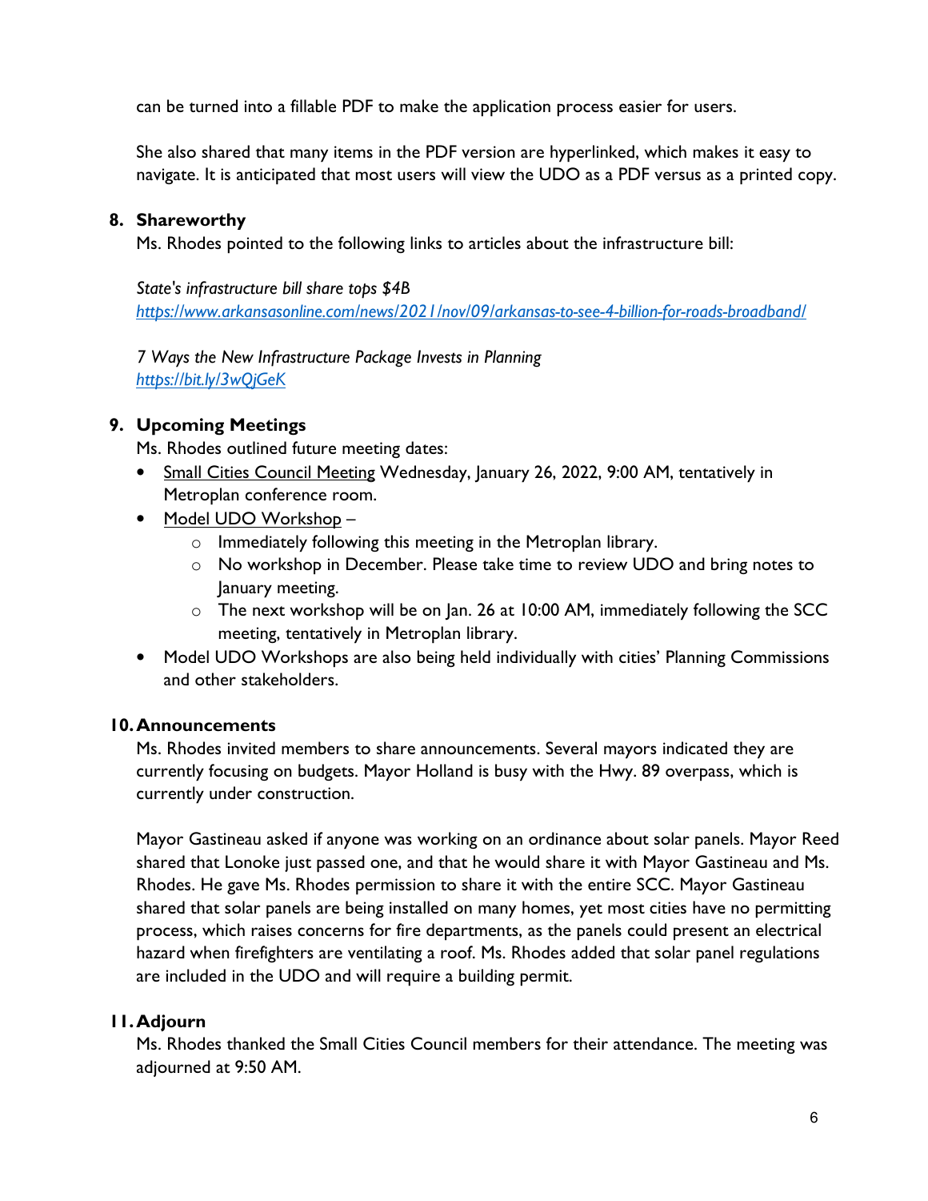can be turned into a fillable PDF to make the application process easier for users.

She also shared that many items in the PDF version are hyperlinked, which makes it easy to navigate. It is anticipated that most users will view the UDO as a PDF versus as a printed copy.

**8. Shareworthy**

Ms. Rhodes pointed to the following links to articles about the infrastructure bill:

*State's infrastructure bill share tops $4B*
*https://www.arkansasonline.com/news/2021/nov/09/arkansas-to-see-4-billion-for-roads-broadband/*

*7 Ways the New Infrastructure Package Invests in Planning*
*https://bit.ly/3wQjGeK*

**9. Upcoming Meetings**

Ms. Rhodes outlined future meeting dates:

- Small Cities Council Meeting Wednesday, January 26, 2022, 9:00 AM, tentatively in Metroplan conference room.
- Model UDO Workshop –
  - Immediately following this meeting in the Metroplan library.
  - No workshop in December. Please take time to review UDO and bring notes to January meeting.
  - The next workshop will be on Jan. 26 at 10:00 AM, immediately following the SCC meeting, tentatively in Metroplan library.
- Model UDO Workshops are also being held individually with cities' Planning Commissions and other stakeholders.

**10. Announcements**

Ms. Rhodes invited members to share announcements. Several mayors indicated they are currently focusing on budgets. Mayor Holland is busy with the Hwy. 89 overpass, which is currently under construction.

Mayor Gastineau asked if anyone was working on an ordinance about solar panels. Mayor Reed shared that Lonoke just passed one, and that he would share it with Mayor Gastineau and Ms. Rhodes. He gave Ms. Rhodes permission to share it with the entire SCC. Mayor Gastineau shared that solar panels are being installed on many homes, yet most cities have no permitting process, which raises concerns for fire departments, as the panels could present an electrical hazard when firefighters are ventilating a roof. Ms. Rhodes added that solar panel regulations are included in the UDO and will require a building permit.

**11. Adjourn**

Ms. Rhodes thanked the Small Cities Council members for their attendance. The meeting was adjourned at 9:50 AM.